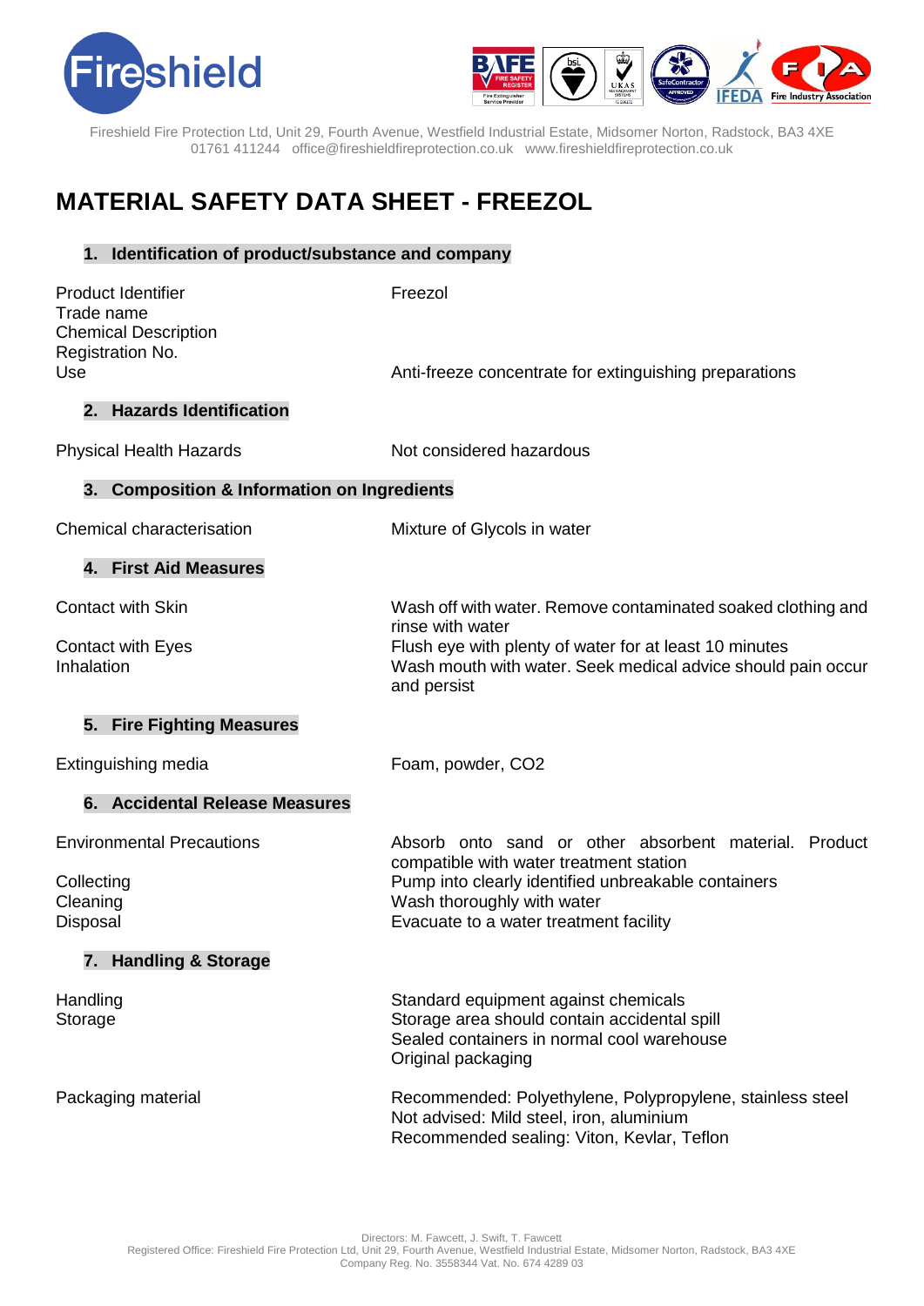Fireshield

Fireshield Fire Protection Ltd, Unit 29, Fourth Avenue, Westfield Industrial Estate, Midsomer Norton, Radstock, BA3 4XE
01761 411244 office@fireshieldfireprotection.co.uk www.fireshieldfireprotection.co.uk

# MATERIAL SAFETY DATA SHEET - FREEZOL

## 1. Identification of product/substance and company

| | |
|---|---|
| Product Identifier | Freezol |
| Trade name | |
| Chemical Description | |
| Registration No. | |
| Use | Anti-freeze concentrate for extinguishing preparations |

## 2. Hazards Identification

| | |
|---|---|
| Physical Health Hazards | Not considered hazardous |

## 3. Composition & Information on Ingredients

| | |
|---|---|
| Chemical characterisation | Mixture of Glycols in water |

## 4. First Aid Measures

| | |
|---|---|
| Contact with Skin | Wash off with water. Remove contaminated soaked clothing and rinse with water |
| Contact with Eyes | Flush eye with plenty of water for at least 10 minutes |
| Inhalation | Wash mouth with water. Seek medical advice should pain occur and persist |

## 5. Fire Fighting Measures

| | |
|---|---|
| Extinguishing media | Foam, powder, $CO_2$ |

## 6. Accidental Release Measures

| | |
|---|---|
| Environmental Precautions | Absorb onto sand or other absorbent material. Product compatible with water treatment station |
| Collecting | Pump into clearly identified unbreakable containers |
| Cleaning | Wash thoroughly with water |
| Disposal | Evacuate to a water treatment facility |

## 7. Handling & Storage

| | |
|---|---|
| Handling | Standard equipment against chemicals |
| Storage | Storage area should contain accidental spill<br>Sealed containers in normal cool warehouse<br>Original packaging |
| Packaging material | Recommended: Polyethylene, Polypropylene, stainless steel<br>Not advised: Mild steel, iron, aluminium<br>Recommended sealing: Viton, Kevlar, Teflon |

Directors: M. Fawcett, J. Swift, T. Fawcett
Registered Office: Fireshield Fire Protection Ltd, Unit 29, Fourth Avenue, Westfield Industrial Estate, Midsomer Norton, Radstock, BA3 4XE
Company Reg. No. 3558344 Vat. No. 674 4289 03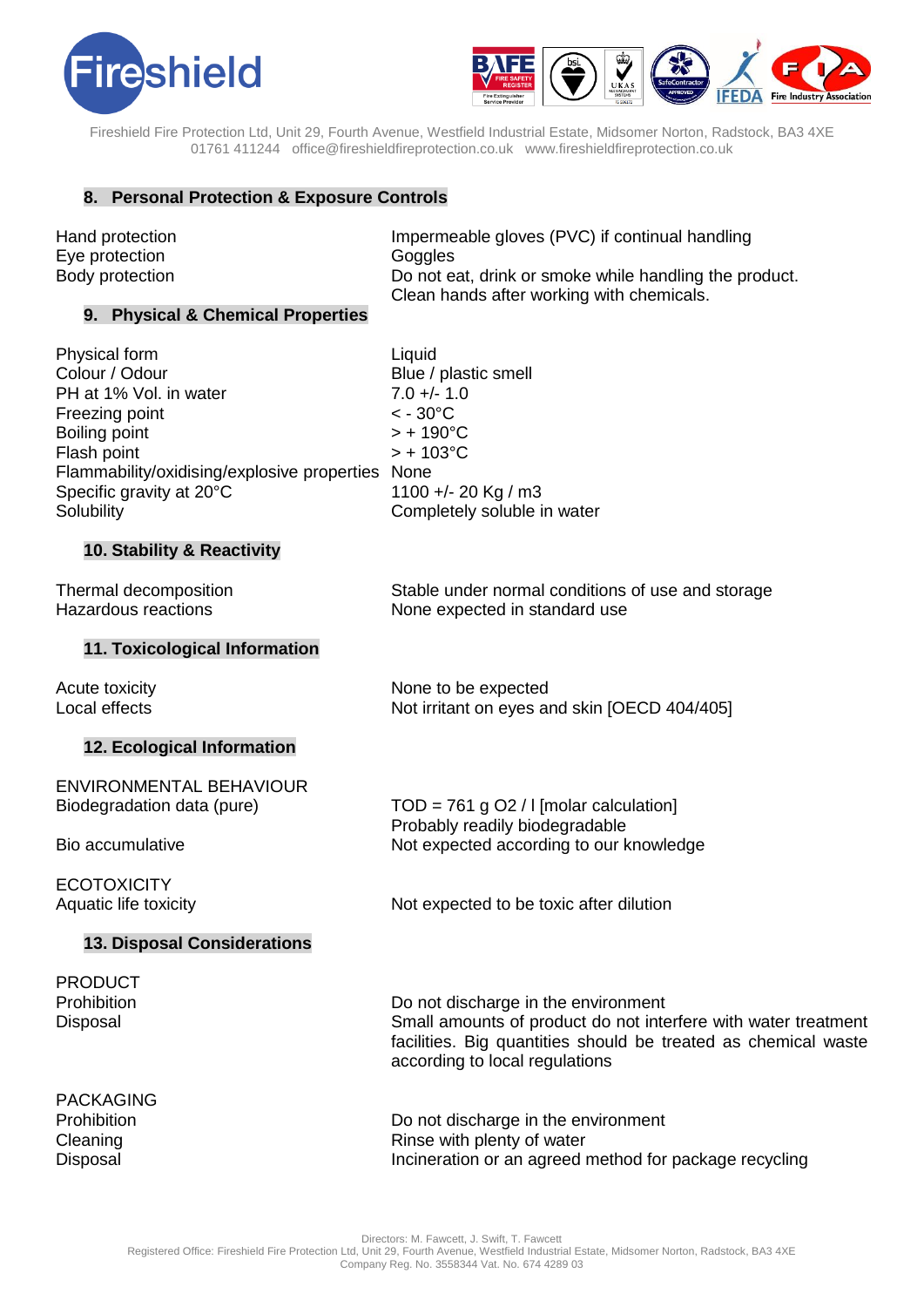## 8. Personal Protection & Exposure Controls

| | |
|---|---|
| Hand protection | Impermeable gloves (PVC) if continual handling |
| Eye protection | Goggles |
| Body protection | Do not eat, drink or smoke while handling the product. Clean hands after working with chemicals. |

## 9. Physical & Chemical Properties

| | |
|---|---|
| Physical form | Liquid |
| Colour / Odour | Blue / plastic smell |
| PH at 1% Vol. in water | 7.0 +/- 1.0 |
| Freezing point | < - 30°C |
| Boiling point | > + 190°C |
| Flash point | > + 103°C |
| Flammability/oxidising/explosive properties | None |
| Specific gravity at 20°C | 1100 +/- 20 Kg / m3 |
| Solubility | Completely soluble in water |

## 10. Stability & Reactivity

| | |
|---|---|
| Thermal decomposition | Stable under normal conditions of use and storage |
| Hazardous reactions | None expected in standard use |

## 11. Toxicological Information

| | |
|---|---|
| Acute toxicity | None to be expected |
| Local effects | Not irritant on eyes and skin [OECD 404/405] |

## 12. Ecological Information

ENVIRONMENTAL BEHAVIOUR

| | |
|---|---|
| Biodegradation data (pure) | TOD = 761 g $O_2$ / l [molar calculation] Probably readily biodegradable |
| Bio accumulative | Not expected according to our knowledge |

ECOTOXICITY

| | |
|---|---|
| Aquatic life toxicity | Not expected to be toxic after dilution |

## 13. Disposal Considerations

PRODUCT

| | |
|---|---|
| Prohibition | Do not discharge in the environment |
| Disposal | Small amounts of product do not interfere with water treatment facilities. Big quantities should be treated as chemical waste according to local regulations |

PACKAGING

| | |
|---|---|
| Prohibition | Do not discharge in the environment |
| Cleaning | Rinse with plenty of water |
| Disposal | Incineration or an agreed method for package recycling |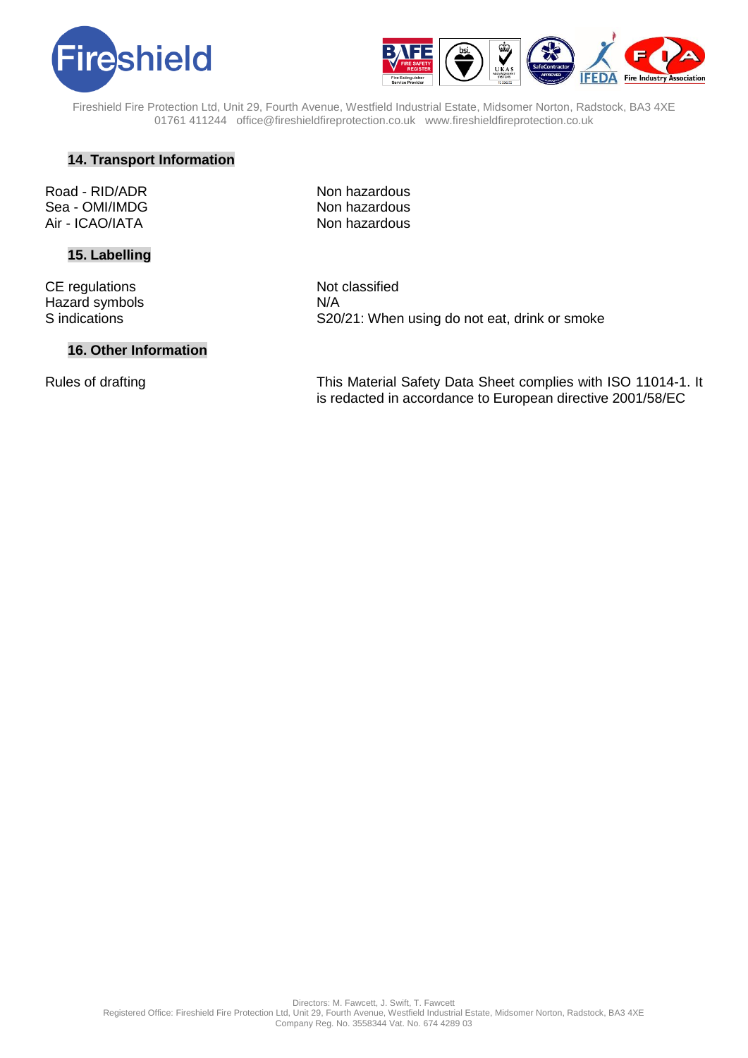## 14. Transport Information

| | |
|---|---|
| Road - RID/ADR | Non hazardous |
| Sea - OMI/IMDG | Non hazardous |
| Air - ICAO/IATA | Non hazardous |

## 15. Labelling

| | |
|---|---|
| CE regulations | Not classified |
| Hazard symbols | N/A |
| S indications | S20/21: When using do not eat, drink or smoke |

## 16. Other Information

| | |
|---|---|
| Rules of drafting | This Material Safety Data Sheet complies with ISO 11014-1. It is redacted in accordance to European directive 2001/58/EC |